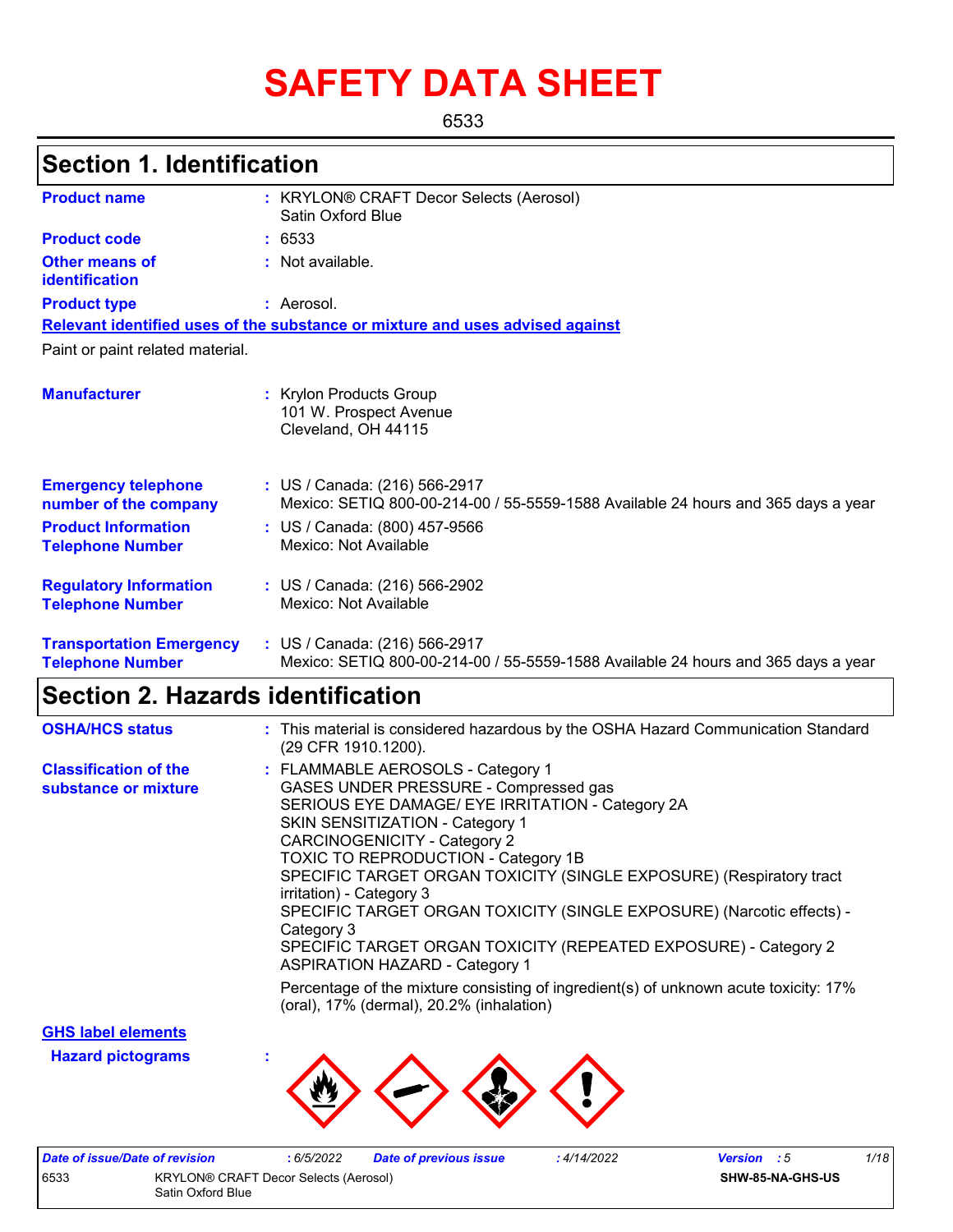# SAFETY DATA SHEET

6533

## Section 1. Identification

**Product name** : KRYLON® CRAFT Decor Selects (Aerosol) Satin Oxford Blue

**Product code** : 6533

**Other means of identification** : Not available.

**Product type** : Aerosol.

**Relevant identified uses of the substance or mixture and uses advised against**

Paint or paint related material.

**Manufacturer** : Krylon Products Group
101 W. Prospect Avenue
Cleveland, OH 44115

**Emergency telephone number of the company** : US / Canada: (216) 566-2917
Mexico: SETIQ 800-00-214-00 / 55-5559-1588 Available 24 hours and 365 days a year

**Product Information Telephone Number** : US / Canada: (800) 457-9566
Mexico: Not Available

**Regulatory Information Telephone Number** : US / Canada: (216) 566-2902
Mexico: Not Available

**Transportation Emergency Telephone Number** : US / Canada: (216) 566-2917
Mexico: SETIQ 800-00-214-00 / 55-5559-1588 Available 24 hours and 365 days a year

## Section 2. Hazards identification

**OSHA/HCS status** : This material is considered hazardous by the OSHA Hazard Communication Standard (29 CFR 1910.1200).

**Classification of the substance or mixture** :
FLAMMABLE AEROSOLS - Category 1
GASES UNDER PRESSURE - Compressed gas
SERIOUS EYE DAMAGE/ EYE IRRITATION - Category 2A
SKIN SENSITIZATION - Category 1
CARCINOGENICITY - Category 2
TOXIC TO REPRODUCTION - Category 1B
SPECIFIC TARGET ORGAN TOXICITY (SINGLE EXPOSURE) (Respiratory tract irritation) - Category 3
SPECIFIC TARGET ORGAN TOXICITY (SINGLE EXPOSURE) (Narcotic effects) - Category 3
SPECIFIC TARGET ORGAN TOXICITY (REPEATED EXPOSURE) - Category 2
ASPIRATION HAZARD - Category 1

Percentage of the mixture consisting of ingredient(s) of unknown acute toxicity: 17% (oral), 17% (dermal), 20.2% (inhalation)

**GHS label elements**

**Hazard pictograms** :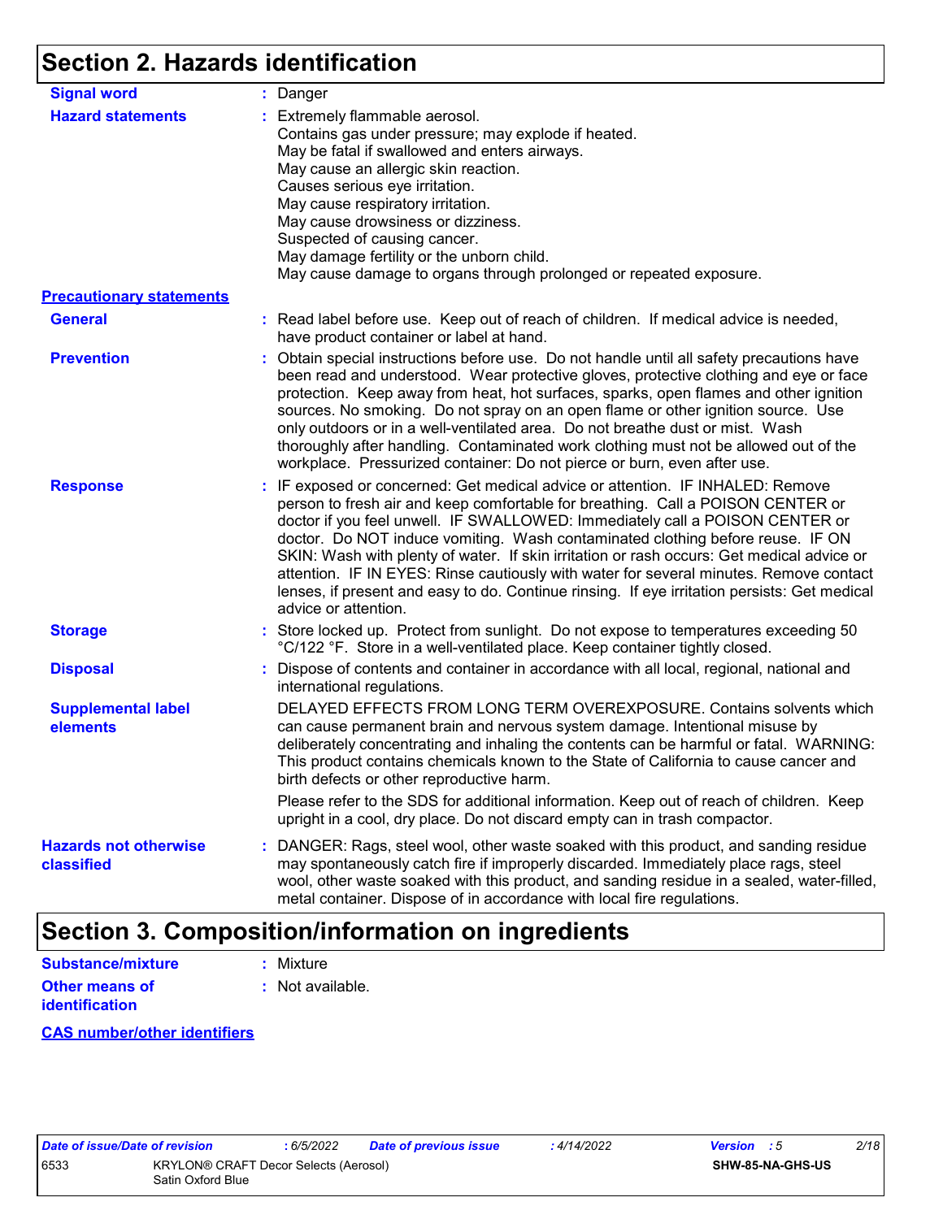## Section 2. Hazards identification

**Signal word** : Danger

**Hazard statements** : Extremely flammable aerosol.
Contains gas under pressure; may explode if heated.
May be fatal if swallowed and enters airways.
May cause an allergic skin reaction.
Causes serious eye irritation.
May cause respiratory irritation.
May cause drowsiness or dizziness.
Suspected of causing cancer.
May damage fertility or the unborn child.
May cause damage to organs through prolonged or repeated exposure.

**Precautionary statements**

**General** : Read label before use. Keep out of reach of children. If medical advice is needed, have product container or label at hand.

**Prevention** : Obtain special instructions before use. Do not handle until all safety precautions have been read and understood. Wear protective gloves, protective clothing and eye or face protection. Keep away from heat, hot surfaces, sparks, open flames and other ignition sources. No smoking. Do not spray on an open flame or other ignition source. Use only outdoors or in a well-ventilated area. Do not breathe dust or mist. Wash thoroughly after handling. Contaminated work clothing must not be allowed out of the workplace. Pressurized container: Do not pierce or burn, even after use.

**Response** : IF exposed or concerned: Get medical advice or attention. IF INHALED: Remove person to fresh air and keep comfortable for breathing. Call a POISON CENTER or doctor if you feel unwell. IF SWALLOWED: Immediately call a POISON CENTER or doctor. Do NOT induce vomiting. Wash contaminated clothing before reuse. IF ON SKIN: Wash with plenty of water. If skin irritation or rash occurs: Get medical advice or attention. IF IN EYES: Rinse cautiously with water for several minutes. Remove contact lenses, if present and easy to do. Continue rinsing. If eye irritation persists: Get medical advice or attention.

**Storage** : Store locked up. Protect from sunlight. Do not expose to temperatures exceeding 50 °C/122 °F. Store in a well-ventilated place. Keep container tightly closed.

**Disposal** : Dispose of contents and container in accordance with all local, regional, national and international regulations.

**Supplemental label elements**

DELAYED EFFECTS FROM LONG TERM OVEREXPOSURE. Contains solvents which can cause permanent brain and nervous system damage. Intentional misuse by deliberately concentrating and inhaling the contents can be harmful or fatal. WARNING: This product contains chemicals known to the State of California to cause cancer and birth defects or other reproductive harm.

Please refer to the SDS for additional information. Keep out of reach of children. Keep upright in a cool, dry place. Do not discard empty can in trash compactor.

**Hazards not otherwise classified** : DANGER: Rags, steel wool, other waste soaked with this product, and sanding residue may spontaneously catch fire if improperly discarded. Immediately place rags, steel wool, other waste soaked with this product, and sanding residue in a sealed, water-filled, metal container. Dispose of in accordance with local fire regulations.

## Section 3. Composition/information on ingredients

**Substance/mixture** : Mixture

**Other means of identification** : Not available.

**CAS number/other identifiers**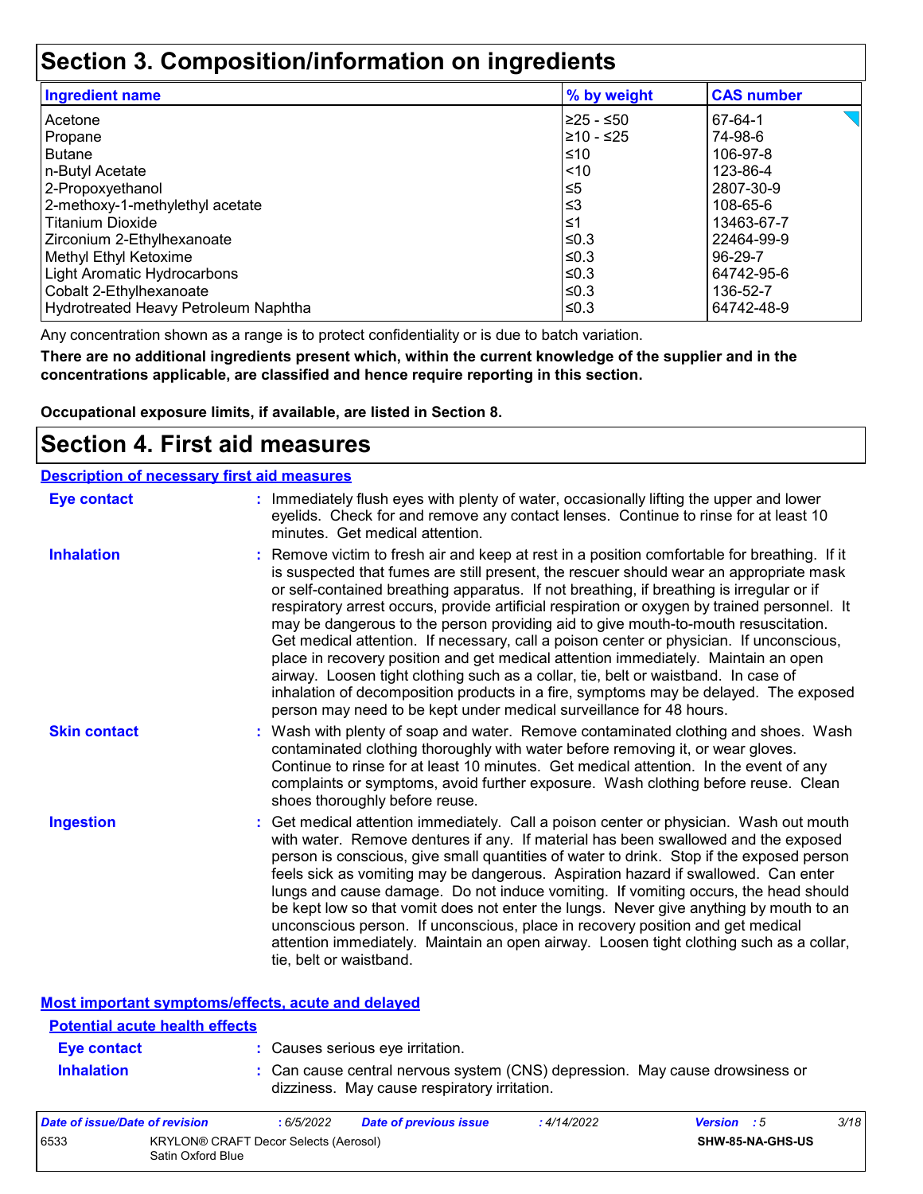# Section 3. Composition/information on ingredients

| Ingredient name | % by weight | CAS number |
|---|---|---|
| Acetone | ≥25 - ≤50 | 67-64-1 |
| Propane | ≥10 - ≤25 | 74-98-6 |
| Butane | ≤10 | 106-97-8 |
| n-Butyl Acetate | <10 | 123-86-4 |
| 2-Propoxyethanol | ≤5 | 2807-30-9 |
| 2-methoxy-1-methylethyl acetate | ≤3 | 108-65-6 |
| Titanium Dioxide | ≤1 | 13463-67-7 |
| Zirconium 2-Ethylhexanoate | ≤0.3 | 22464-99-9 |
| Methyl Ethyl Ketoxime | ≤0.3 | 96-29-7 |
| Light Aromatic Hydrocarbons | ≤0.3 | 64742-95-6 |
| Cobalt 2-Ethylhexanoate | ≤0.3 | 136-52-7 |
| Hydrotreated Heavy Petroleum Naphtha | ≤0.3 | 64742-48-9 |

Any concentration shown as a range is to protect confidentiality or is due to batch variation.

**There are no additional ingredients present which, within the current knowledge of the supplier and in the concentrations applicable, are classified and hence require reporting in this section.**

**Occupational exposure limits, if available, are listed in Section 8.**

# Section 4. First aid measures

## Description of necessary first aid measures

**Eye contact** : Immediately flush eyes with plenty of water, occasionally lifting the upper and lower eyelids. Check for and remove any contact lenses. Continue to rinse for at least 10 minutes. Get medical attention.

**Inhalation** : Remove victim to fresh air and keep at rest in a position comfortable for breathing. If it is suspected that fumes are still present, the rescuer should wear an appropriate mask or self-contained breathing apparatus. If not breathing, if breathing is irregular or if respiratory arrest occurs, provide artificial respiration or oxygen by trained personnel. It may be dangerous to the person providing aid to give mouth-to-mouth resuscitation. Get medical attention. If necessary, call a poison center or physician. If unconscious, place in recovery position and get medical attention immediately. Maintain an open airway. Loosen tight clothing such as a collar, tie, belt or waistband. In case of inhalation of decomposition products in a fire, symptoms may be delayed. The exposed person may need to be kept under medical surveillance for 48 hours.

**Skin contact** : Wash with plenty of soap and water. Remove contaminated clothing and shoes. Wash contaminated clothing thoroughly with water before removing it, or wear gloves. Continue to rinse for at least 10 minutes. Get medical attention. In the event of any complaints or symptoms, avoid further exposure. Wash clothing before reuse. Clean shoes thoroughly before reuse.

**Ingestion** : Get medical attention immediately. Call a poison center or physician. Wash out mouth with water. Remove dentures if any. If material has been swallowed and the exposed person is conscious, give small quantities of water to drink. Stop if the exposed person feels sick as vomiting may be dangerous. Aspiration hazard if swallowed. Can enter lungs and cause damage. Do not induce vomiting. If vomiting occurs, the head should be kept low so that vomit does not enter the lungs. Never give anything by mouth to an unconscious person. If unconscious, place in recovery position and get medical attention immediately. Maintain an open airway. Loosen tight clothing such as a collar, tie, belt or waistband.

## Most important symptoms/effects, acute and delayed

### Potential acute health effects

**Eye contact** : Causes serious eye irritation.

**Inhalation** : Can cause central nervous system (CNS) depression. May cause drowsiness or dizziness. May cause respiratory irritation.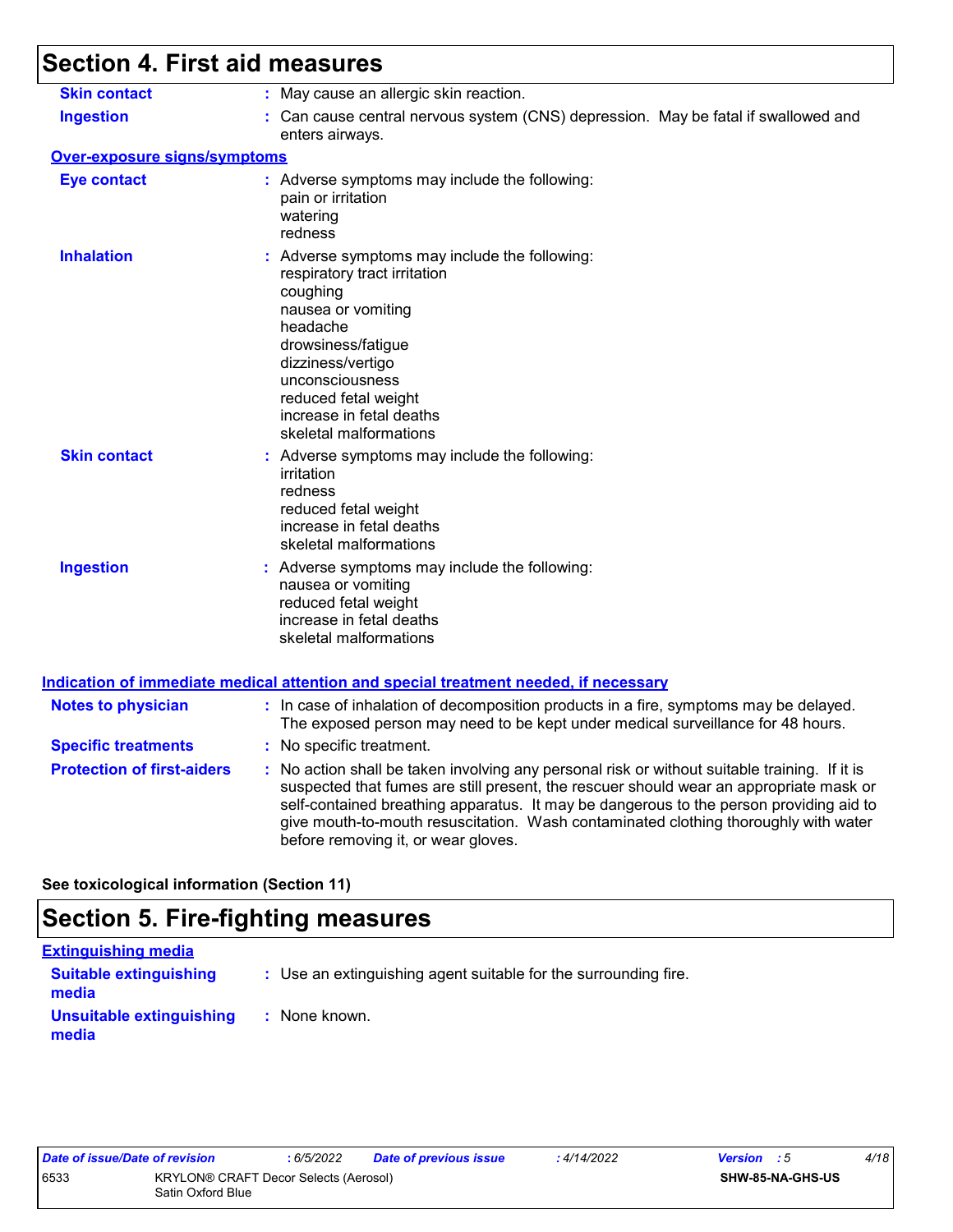# Section 4. First aid measures

**Skin contact** : May cause an allergic skin reaction.

**Ingestion** : Can cause central nervous system (CNS) depression. May be fatal if swallowed and enters airways.

## Over-exposure signs/symptoms

**Eye contact** : Adverse symptoms may include the following:
pain or irritation
watering
redness

**Inhalation** : Adverse symptoms may include the following:
respiratory tract irritation
coughing
nausea or vomiting
headache
drowsiness/fatigue
dizziness/vertigo
unconsciousness
reduced fetal weight
increase in fetal deaths
skeletal malformations

**Skin contact** : Adverse symptoms may include the following:
irritation
redness
reduced fetal weight
increase in fetal deaths
skeletal malformations

**Ingestion** : Adverse symptoms may include the following:
nausea or vomiting
reduced fetal weight
increase in fetal deaths
skeletal malformations

## Indication of immediate medical attention and special treatment needed, if necessary

**Notes to physician** : In case of inhalation of decomposition products in a fire, symptoms may be delayed. The exposed person may need to be kept under medical surveillance for 48 hours.

**Specific treatments** : No specific treatment.

**Protection of first-aiders** : No action shall be taken involving any personal risk or without suitable training. If it is suspected that fumes are still present, the rescuer should wear an appropriate mask or self-contained breathing apparatus. It may be dangerous to the person providing aid to give mouth-to-mouth resuscitation. Wash contaminated clothing thoroughly with water before removing it, or wear gloves.

**See toxicological information (Section 11)**

# Section 5. Fire-fighting measures

## Extinguishing media

**Suitable extinguishing media** : Use an extinguishing agent suitable for the surrounding fire.

**Unsuitable extinguishing media** : None known.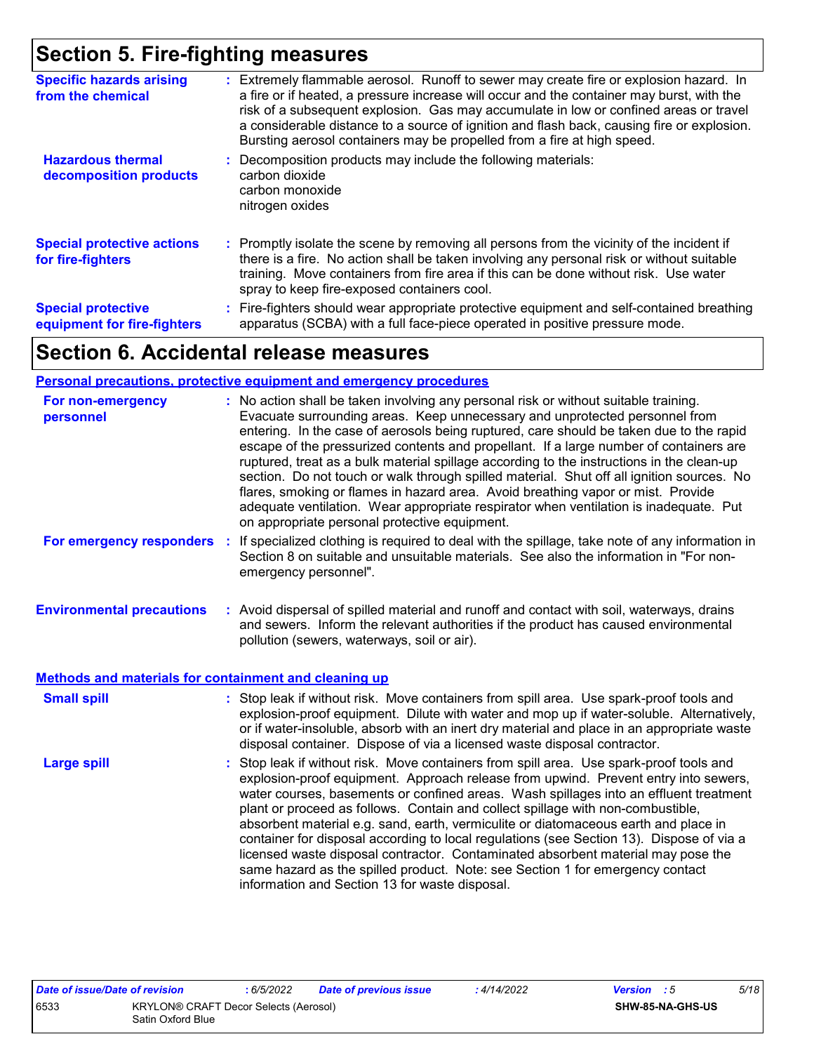## Section 5. Fire-fighting measures

**Specific hazards arising from the chemical** : Extremely flammable aerosol. Runoff to sewer may create fire or explosion hazard. In a fire or if heated, a pressure increase will occur and the container may burst, with the risk of a subsequent explosion. Gas may accumulate in low or confined areas or travel a considerable distance to a source of ignition and flash back, causing fire or explosion. Bursting aerosol containers may be propelled from a fire at high speed.

**Hazardous thermal decomposition products** : Decomposition products may include the following materials:
carbon dioxide
carbon monoxide
nitrogen oxides

**Special protective actions for fire-fighters** : Promptly isolate the scene by removing all persons from the vicinity of the incident if there is a fire. No action shall be taken involving any personal risk or without suitable training. Move containers from fire area if this can be done without risk. Use water spray to keep fire-exposed containers cool.

**Special protective equipment for fire-fighters** : Fire-fighters should wear appropriate protective equipment and self-contained breathing apparatus (SCBA) with a full face-piece operated in positive pressure mode.

## Section 6. Accidental release measures

### Personal precautions, protective equipment and emergency procedures

**For non-emergency personnel** : No action shall be taken involving any personal risk or without suitable training. Evacuate surrounding areas. Keep unnecessary and unprotected personnel from entering. In the case of aerosols being ruptured, care should be taken due to the rapid escape of the pressurized contents and propellant. If a large number of containers are ruptured, treat as a bulk material spillage according to the instructions in the clean-up section. Do not touch or walk through spilled material. Shut off all ignition sources. No flares, smoking or flames in hazard area. Avoid breathing vapor or mist. Provide adequate ventilation. Wear appropriate respirator when ventilation is inadequate. Put on appropriate personal protective equipment.

**For emergency responders** : If specialized clothing is required to deal with the spillage, take note of any information in Section 8 on suitable and unsuitable materials. See also the information in "For non-emergency personnel".

**Environmental precautions** : Avoid dispersal of spilled material and runoff and contact with soil, waterways, drains and sewers. Inform the relevant authorities if the product has caused environmental pollution (sewers, waterways, soil or air).

### Methods and materials for containment and cleaning up

**Small spill** : Stop leak if without risk. Move containers from spill area. Use spark-proof tools and explosion-proof equipment. Dilute with water and mop up if water-soluble. Alternatively, or if water-insoluble, absorb with an inert dry material and place in an appropriate waste disposal container. Dispose of via a licensed waste disposal contractor.

**Large spill** : Stop leak if without risk. Move containers from spill area. Use spark-proof tools and explosion-proof equipment. Approach release from upwind. Prevent entry into sewers, water courses, basements or confined areas. Wash spillages into an effluent treatment plant or proceed as follows. Contain and collect spillage with non-combustible, absorbent material e.g. sand, earth, vermiculite or diatomaceous earth and place in container for disposal according to local regulations (see Section 13). Dispose of via a licensed waste disposal contractor. Contaminated absorbent material may pose the same hazard as the spilled product. Note: see Section 1 for emergency contact information and Section 13 for waste disposal.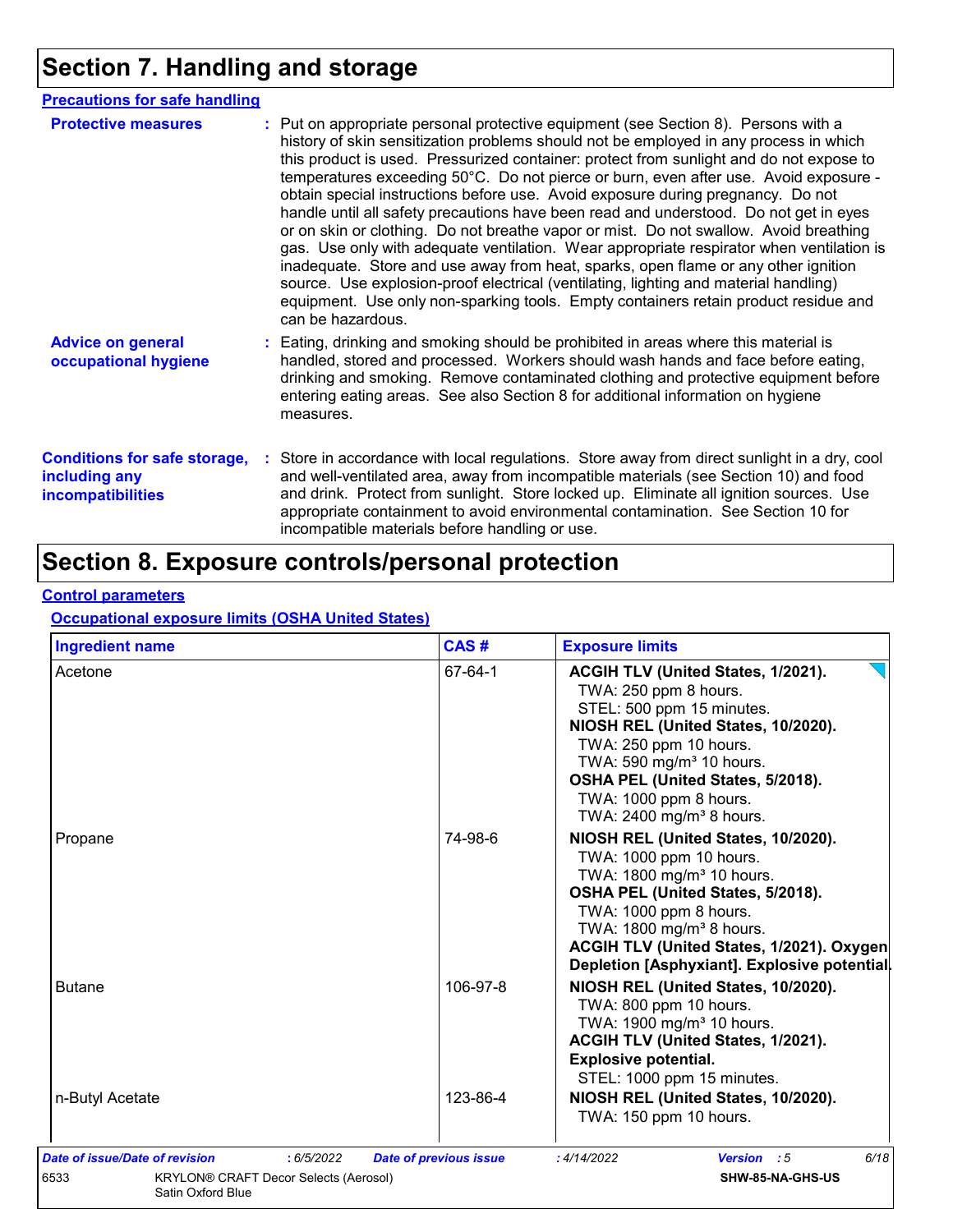# Section 7. Handling and storage

## Precautions for safe handling

**Protective measures** : Put on appropriate personal protective equipment (see Section 8). Persons with a history of skin sensitization problems should not be employed in any process in which this product is used. Pressurized container: protect from sunlight and do not expose to temperatures exceeding 50°C. Do not pierce or burn, even after use. Avoid exposure - obtain special instructions before use. Avoid exposure during pregnancy. Do not handle until all safety precautions have been read and understood. Do not get in eyes or on skin or clothing. Do not breathe vapor or mist. Do not swallow. Avoid breathing gas. Use only with adequate ventilation. Wear appropriate respirator when ventilation is inadequate. Store and use away from heat, sparks, open flame or any other ignition source. Use explosion-proof electrical (ventilating, lighting and material handling) equipment. Use only non-sparking tools. Empty containers retain product residue and can be hazardous.

**Advice on general occupational hygiene** : Eating, drinking and smoking should be prohibited in areas where this material is handled, stored and processed. Workers should wash hands and face before eating, drinking and smoking. Remove contaminated clothing and protective equipment before entering eating areas. See also Section 8 for additional information on hygiene measures.

**Conditions for safe storage, including any incompatibilities** : Store in accordance with local regulations. Store away from direct sunlight in a dry, cool and well-ventilated area, away from incompatible materials (see Section 10) and food and drink. Protect from sunlight. Store locked up. Eliminate all ignition sources. Use appropriate containment to avoid environmental contamination. See Section 10 for incompatible materials before handling or use.

# Section 8. Exposure controls/personal protection

## Control parameters

### Occupational exposure limits (OSHA United States)

| Ingredient name | CAS # | Exposure limits |
|---|---|---|
| Acetone | 67-64-1 | **ACGIH TLV (United States, 1/2021).**<br>TWA: 250 ppm 8 hours.<br>STEL: 500 ppm 15 minutes.<br>**NIOSH REL (United States, 10/2020).**<br>TWA: 250 ppm 10 hours.<br>TWA: 590 mg/m³ 10 hours.<br>**OSHA PEL (United States, 5/2018).**<br>TWA: 1000 ppm 8 hours.<br>TWA: 2400 mg/m³ 8 hours. |
| Propane | 74-98-6 | **NIOSH REL (United States, 10/2020).**<br>TWA: 1000 ppm 10 hours.<br>TWA: 1800 mg/m³ 10 hours.<br>**OSHA PEL (United States, 5/2018).**<br>TWA: 1000 ppm 8 hours.<br>TWA: 1800 mg/m³ 8 hours.<br>**ACGIH TLV (United States, 1/2021). Oxygen Depletion [Asphyxiant]. Explosive potential.** |
| Butane | 106-97-8 | **NIOSH REL (United States, 10/2020).**<br>TWA: 800 ppm 10 hours.<br>TWA: 1900 mg/m³ 10 hours.<br>**ACGIH TLV (United States, 1/2021). Explosive potential.**<br>STEL: 1000 ppm 15 minutes. |
| n-Butyl Acetate | 123-86-4 | **NIOSH REL (United States, 10/2020).**<br>TWA: 150 ppm 10 hours. |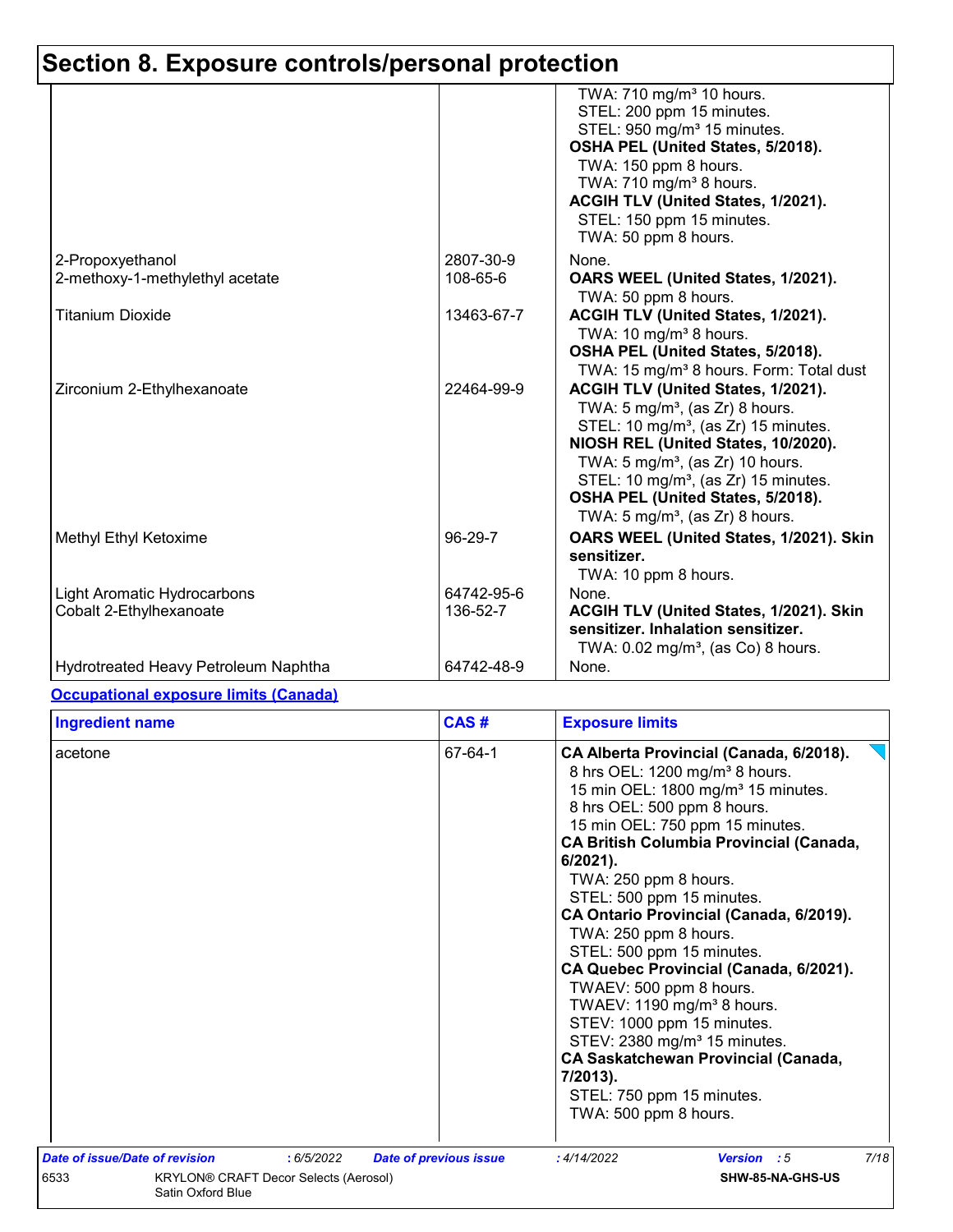# Section 8. Exposure controls/personal protection

| | | |
|---|---|---|
| | | TWA: 710 mg/m³ 10 hours.<br>STEL: 200 ppm 15 minutes.<br>STEL: 950 mg/m³ 15 minutes.<br>**OSHA PEL (United States, 5/2018).**<br>TWA: 150 ppm 8 hours.<br>TWA: 710 mg/m³ 8 hours.<br>**ACGIH TLV (United States, 1/2021).**<br>STEL: 150 ppm 15 minutes.<br>TWA: 50 ppm 8 hours. |
| 2-Propoxyethanol | 2807-30-9 | None. |
| 2-methoxy-1-methylethyl acetate | 108-65-6 | **OARS WEEL (United States, 1/2021).**<br>TWA: 50 ppm 8 hours. |
| Titanium Dioxide | 13463-67-7 | **ACGIH TLV (United States, 1/2021).**<br>TWA: 10 mg/m³ 8 hours.<br>**OSHA PEL (United States, 5/2018).**<br>TWA: 15 mg/m³ 8 hours. Form: Total dust |
| Zirconium 2-Ethylhexanoate | 22464-99-9 | **ACGIH TLV (United States, 1/2021).**<br>TWA: 5 mg/m³, (as Zr) 8 hours.<br>STEL: 10 mg/m³, (as Zr) 15 minutes.<br>**NIOSH REL (United States, 10/2020).**<br>TWA: 5 mg/m³, (as Zr) 10 hours.<br>STEL: 10 mg/m³, (as Zr) 15 minutes.<br>**OSHA PEL (United States, 5/2018).**<br>TWA: 5 mg/m³, (as Zr) 8 hours. |
| Methyl Ethyl Ketoxime | 96-29-7 | **OARS WEEL (United States, 1/2021). Skin sensitizer.**<br>TWA: 10 ppm 8 hours. |
| Light Aromatic Hydrocarbons | 64742-95-6 | None. |
| Cobalt 2-Ethylhexanoate | 136-52-7 | **ACGIH TLV (United States, 1/2021). Skin sensitizer. Inhalation sensitizer.**<br>TWA: 0.02 mg/m³, (as Co) 8 hours. |
| Hydrotreated Heavy Petroleum Naphtha | 64742-48-9 | None. |

**Occupational exposure limits (Canada)**

| Ingredient name | CAS # | Exposure limits |
|---|---|---|
| acetone | 67-64-1 | **CA Alberta Provincial (Canada, 6/2018).**<br>8 hrs OEL: 1200 mg/m³ 8 hours.<br>15 min OEL: 1800 mg/m³ 15 minutes.<br>8 hrs OEL: 500 ppm 8 hours.<br>15 min OEL: 750 ppm 15 minutes.<br>**CA British Columbia Provincial (Canada, 6/2021).**<br>TWA: 250 ppm 8 hours.<br>STEL: 500 ppm 15 minutes.<br>**CA Ontario Provincial (Canada, 6/2019).**<br>TWA: 250 ppm 8 hours.<br>STEL: 500 ppm 15 minutes.<br>**CA Quebec Provincial (Canada, 6/2021).**<br>TWAEV: 500 ppm 8 hours.<br>TWAEV: 1190 mg/m³ 8 hours.<br>STEV: 1000 ppm 15 minutes.<br>STEV: 2380 mg/m³ 15 minutes.<br>**CA Saskatchewan Provincial (Canada, 7/2013).**<br>STEL: 750 ppm 15 minutes.<br>TWA: 500 ppm 8 hours. |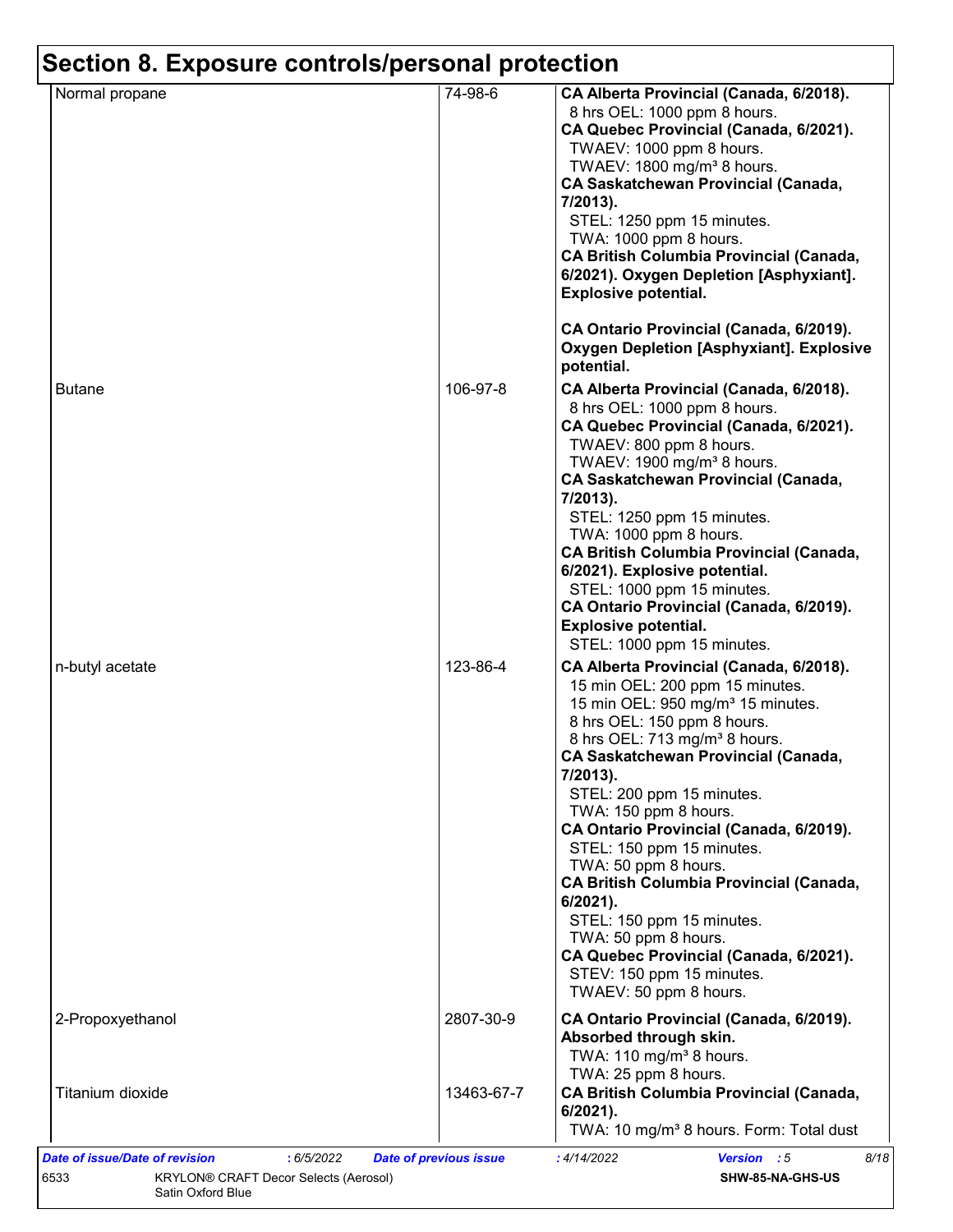## Section 8. Exposure controls/personal protection

| | | |
|---|---|---|
| Normal propane | 74-98-6 | **CA Alberta Provincial (Canada, 6/2018).**<br>8 hrs OEL: 1000 ppm 8 hours.<br>**CA Quebec Provincial (Canada, 6/2021).**<br>TWAEV: 1000 ppm 8 hours.<br>TWAEV: 1800 mg/m³ 8 hours.<br>**CA Saskatchewan Provincial (Canada, 7/2013).**<br>STEL: 1250 ppm 15 minutes.<br>TWA: 1000 ppm 8 hours.<br>**CA British Columbia Provincial (Canada, 6/2021). Oxygen Depletion [Asphyxiant]. Explosive potential.**<br><br>**CA Ontario Provincial (Canada, 6/2019). Oxygen Depletion [Asphyxiant]. Explosive potential.** |
| Butane | 106-97-8 | **CA Alberta Provincial (Canada, 6/2018).**<br>8 hrs OEL: 1000 ppm 8 hours.<br>**CA Quebec Provincial (Canada, 6/2021).**<br>TWAEV: 800 ppm 8 hours.<br>TWAEV: 1900 mg/m³ 8 hours.<br>**CA Saskatchewan Provincial (Canada, 7/2013).**<br>STEL: 1250 ppm 15 minutes.<br>TWA: 1000 ppm 8 hours.<br>**CA British Columbia Provincial (Canada, 6/2021). Explosive potential.**<br>STEL: 1000 ppm 15 minutes.<br>**CA Ontario Provincial (Canada, 6/2019). Explosive potential.**<br>STEL: 1000 ppm 15 minutes. |
| n-butyl acetate | 123-86-4 | **CA Alberta Provincial (Canada, 6/2018).**<br>15 min OEL: 200 ppm 15 minutes.<br>15 min OEL: 950 mg/m³ 15 minutes.<br>8 hrs OEL: 150 ppm 8 hours.<br>8 hrs OEL: 713 mg/m³ 8 hours.<br>**CA Saskatchewan Provincial (Canada, 7/2013).**<br>STEL: 200 ppm 15 minutes.<br>TWA: 150 ppm 8 hours.<br>**CA Ontario Provincial (Canada, 6/2019).**<br>STEL: 150 ppm 15 minutes.<br>TWA: 50 ppm 8 hours.<br>**CA British Columbia Provincial (Canada, 6/2021).**<br>STEL: 150 ppm 15 minutes.<br>TWA: 50 ppm 8 hours.<br>**CA Quebec Provincial (Canada, 6/2021).**<br>STEV: 150 ppm 15 minutes.<br>TWAEV: 50 ppm 8 hours. |
| 2-Propoxyethanol | 2807-30-9 | **CA Ontario Provincial (Canada, 6/2019). Absorbed through skin.**<br>TWA: 110 mg/m³ 8 hours.<br>TWA: 25 ppm 8 hours. |
| Titanium dioxide | 13463-67-7 | **CA British Columbia Provincial (Canada, 6/2021).**<br>TWA: 10 mg/m³ 8 hours. Form: Total dust |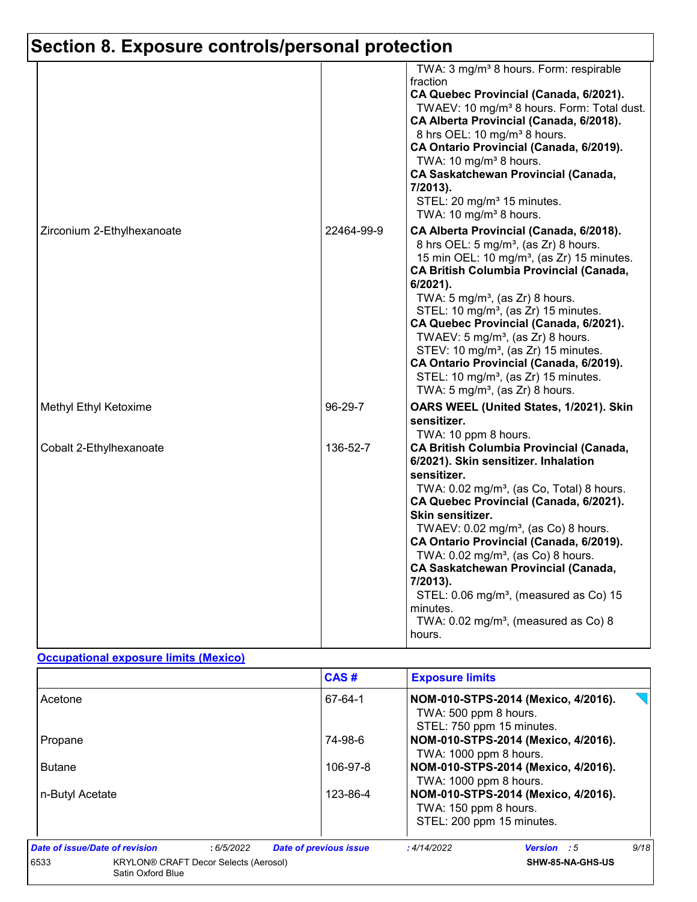# Section 8. Exposure controls/personal protection

| | | |
|---|---|---|
| | | TWA: 3 mg/m³ 8 hours. Form: respirable fraction<br>**CA Quebec Provincial (Canada, 6/2021).**<br>TWAEV: 10 mg/m³ 8 hours. Form: Total dust.<br>**CA Alberta Provincial (Canada, 6/2018).**<br>8 hrs OEL: 10 mg/m³ 8 hours.<br>**CA Ontario Provincial (Canada, 6/2019).**<br>TWA: 10 mg/m³ 8 hours.<br>**CA Saskatchewan Provincial (Canada, 7/2013).**<br>STEL: 20 mg/m³ 15 minutes.<br>TWA: 10 mg/m³ 8 hours. |
| Zirconium 2-Ethylhexanoate | 22464-99-9 | **CA Alberta Provincial (Canada, 6/2018).**<br>8 hrs OEL: 5 mg/m³, (as Zr) 8 hours.<br>15 min OEL: 10 mg/m³, (as Zr) 15 minutes.<br>**CA British Columbia Provincial (Canada, 6/2021).**<br>TWA: 5 mg/m³, (as Zr) 8 hours.<br>STEL: 10 mg/m³, (as Zr) 15 minutes.<br>**CA Quebec Provincial (Canada, 6/2021).**<br>TWAEV: 5 mg/m³, (as Zr) 8 hours.<br>STEV: 10 mg/m³, (as Zr) 15 minutes.<br>**CA Ontario Provincial (Canada, 6/2019).**<br>STEL: 10 mg/m³, (as Zr) 15 minutes.<br>TWA: 5 mg/m³, (as Zr) 8 hours. |
| Methyl Ethyl Ketoxime | 96-29-7 | **OARS WEEL (United States, 1/2021). Skin sensitizer.**<br>TWA: 10 ppm 8 hours. |
| Cobalt 2-Ethylhexanoate | 136-52-7 | **CA British Columbia Provincial (Canada, 6/2021). Skin sensitizer. Inhalation sensitizer.**<br>TWA: 0.02 mg/m³, (as Co, Total) 8 hours.<br>**CA Quebec Provincial (Canada, 6/2021). Skin sensitizer.**<br>TWAEV: 0.02 mg/m³, (as Co) 8 hours.<br>**CA Ontario Provincial (Canada, 6/2019).**<br>TWA: 0.02 mg/m³, (as Co) 8 hours.<br>**CA Saskatchewan Provincial (Canada, 7/2013).**<br>STEL: 0.06 mg/m³, (measured as Co) 15 minutes.<br>TWA: 0.02 mg/m³, (measured as Co) 8 hours. |

**Occupational exposure limits (Mexico)**

| | CAS # | Exposure limits |
|---|---|---|
| Acetone | 67-64-1 | **NOM-010-STPS-2014 (Mexico, 4/2016).**<br>TWA: 500 ppm 8 hours.<br>STEL: 750 ppm 15 minutes. |
| Propane | 74-98-6 | **NOM-010-STPS-2014 (Mexico, 4/2016).**<br>TWA: 1000 ppm 8 hours. |
| Butane | 106-97-8 | **NOM-010-STPS-2014 (Mexico, 4/2016).**<br>TWA: 1000 ppm 8 hours. |
| n-Butyl Acetate | 123-86-4 | **NOM-010-STPS-2014 (Mexico, 4/2016).**<br>TWA: 150 ppm 8 hours.<br>STEL: 200 ppm 15 minutes. |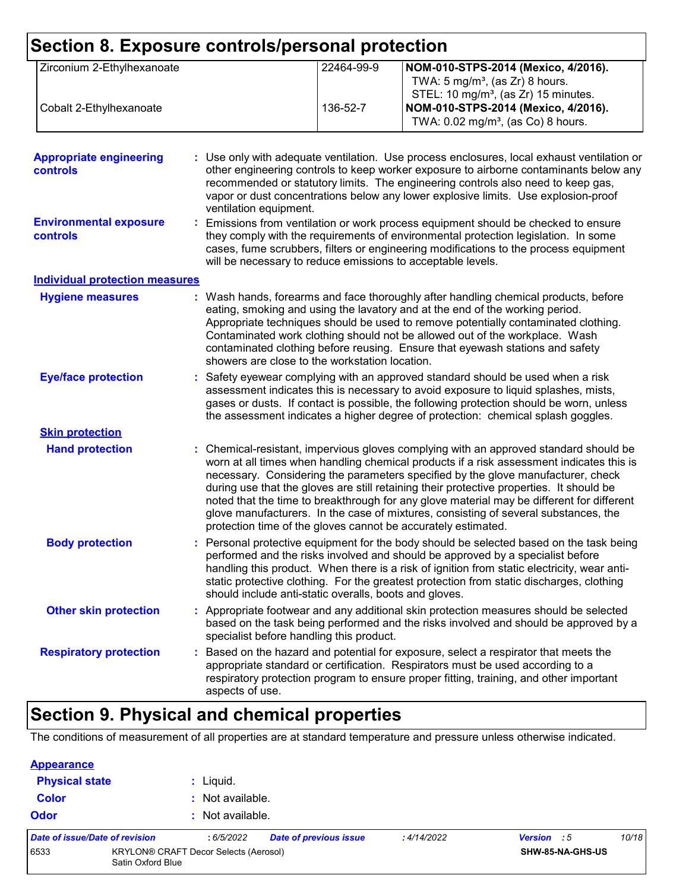## Section 8. Exposure controls/personal protection

| | | |
|---|---|---|
| Zirconium 2-Ethylhexanoate | 22464-99-9 | **NOM-010-STPS-2014 (Mexico, 4/2016).** TWA: 5 mg/m³, (as Zr) 8 hours. STEL: 10 mg/m³, (as Zr) 15 minutes. |
| Cobalt 2-Ethylhexanoate | 136-52-7 | **NOM-010-STPS-2014 (Mexico, 4/2016).** TWA: 0.02 mg/m³, (as Co) 8 hours. |

**Appropriate engineering controls** : Use only with adequate ventilation. Use process enclosures, local exhaust ventilation or other engineering controls to keep worker exposure to airborne contaminants below any recommended or statutory limits. The engineering controls also need to keep gas, vapor or dust concentrations below any lower explosive limits. Use explosion-proof ventilation equipment.

**Environmental exposure controls** : Emissions from ventilation or work process equipment should be checked to ensure they comply with the requirements of environmental protection legislation. In some cases, fume scrubbers, filters or engineering modifications to the process equipment will be necessary to reduce emissions to acceptable levels.

**Individual protection measures**

**Hygiene measures** : Wash hands, forearms and face thoroughly after handling chemical products, before eating, smoking and using the lavatory and at the end of the working period. Appropriate techniques should be used to remove potentially contaminated clothing. Contaminated work clothing should not be allowed out of the workplace. Wash contaminated clothing before reusing. Ensure that eyewash stations and safety showers are close to the workstation location.

**Eye/face protection** : Safety eyewear complying with an approved standard should be used when a risk assessment indicates this is necessary to avoid exposure to liquid splashes, mists, gases or dusts. If contact is possible, the following protection should be worn, unless the assessment indicates a higher degree of protection: chemical splash goggles.

**Skin protection**

**Hand protection** : Chemical-resistant, impervious gloves complying with an approved standard should be worn at all times when handling chemical products if a risk assessment indicates this is necessary. Considering the parameters specified by the glove manufacturer, check during use that the gloves are still retaining their protective properties. It should be noted that the time to breakthrough for any glove material may be different for different glove manufacturers. In the case of mixtures, consisting of several substances, the protection time of the gloves cannot be accurately estimated.

**Body protection** : Personal protective equipment for the body should be selected based on the task being performed and the risks involved and should be approved by a specialist before handling this product. When there is a risk of ignition from static electricity, wear anti-static protective clothing. For the greatest protection from static discharges, clothing should include anti-static overalls, boots and gloves.

**Other skin protection** : Appropriate footwear and any additional skin protection measures should be selected based on the task being performed and the risks involved and should be approved by a specialist before handling this product.

**Respiratory protection** : Based on the hazard and potential for exposure, select a respirator that meets the appropriate standard or certification. Respirators must be used according to a respiratory protection program to ensure proper fitting, training, and other important aspects of use.

## Section 9. Physical and chemical properties

The conditions of measurement of all properties are at standard temperature and pressure unless otherwise indicated.

**Appearance**

**Physical state** : Liquid.

**Color** : Not available.

**Odor** : Not available.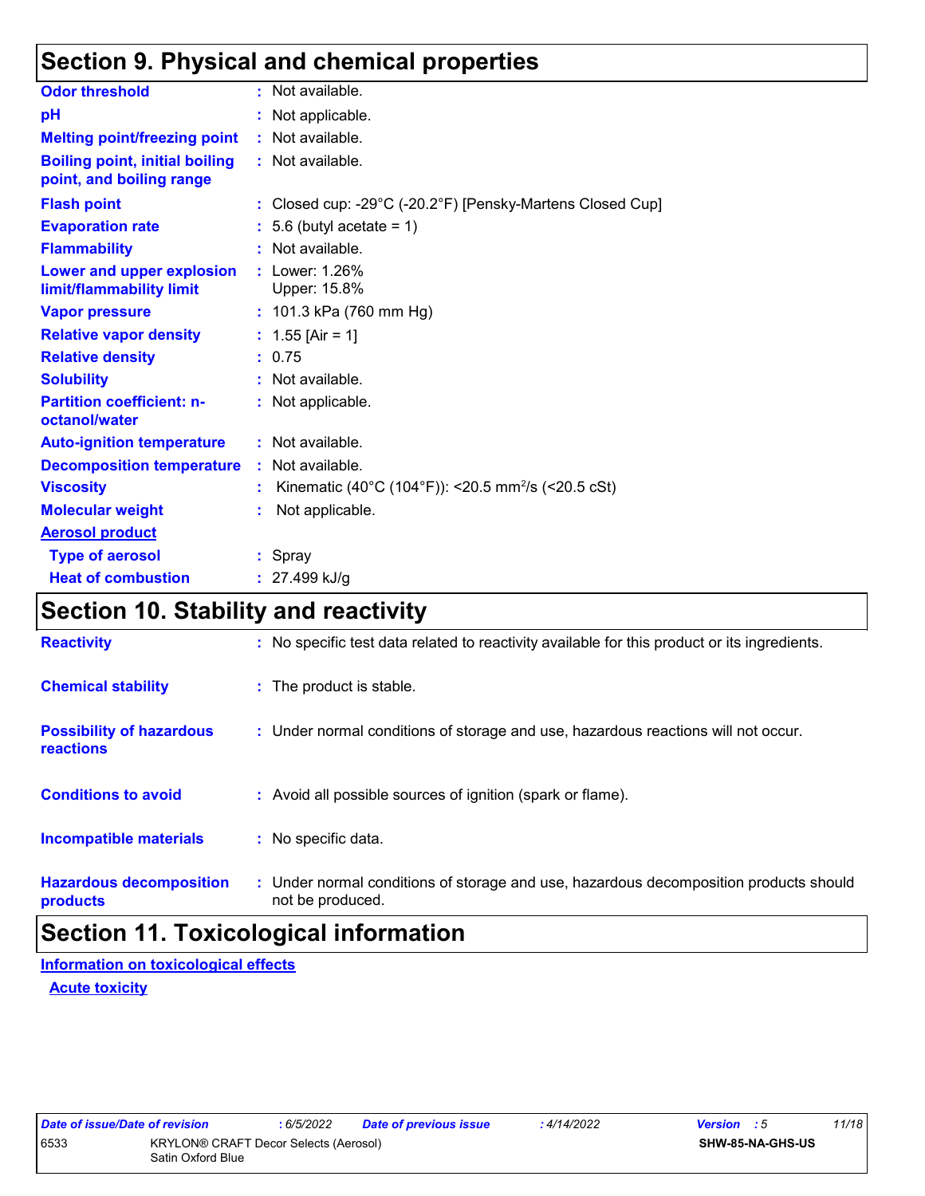## Section 9. Physical and chemical properties

| | | |
|---|---|---|
| **Odor threshold** | : | Not available. |
| **pH** | : | Not applicable. |
| **Melting point/freezing point** | : | Not available. |
| **Boiling point, initial boiling point, and boiling range** | : | Not available. |
| **Flash point** | : | Closed cup: -29°C (-20.2°F) [Pensky-Martens Closed Cup] |
| **Evaporation rate** | : | 5.6 (butyl acetate = 1) |
| **Flammability** | : | Not available. |
| **Lower and upper explosion limit/flammability limit** | : | Lower: 1.26%<br>Upper: 15.8% |
| **Vapor pressure** | : | 101.3 kPa (760 mm Hg) |
| **Relative vapor density** | : | 1.55 [Air = 1] |
| **Relative density** | : | 0.75 |
| **Solubility** | : | Not available. |
| **Partition coefficient: n-octanol/water** | : | Not applicable. |
| **Auto-ignition temperature** | : | Not available. |
| **Decomposition temperature** | : | Not available. |
| **Viscosity** | : | Kinematic (40°C (104°F)): <20.5 $mm^2/s$ (<20.5 cSt) |
| **Molecular weight** | : | Not applicable. |
| **Aerosol product** | | |
| **Type of aerosol** | : | Spray |
| **Heat of combustion** | : | 27.499 kJ/g |

## Section 10. Stability and reactivity

| | | |
|---|---|---|
| **Reactivity** | : | No specific test data related to reactivity available for this product or its ingredients. |
| **Chemical stability** | : | The product is stable. |
| **Possibility of hazardous reactions** | : | Under normal conditions of storage and use, hazardous reactions will not occur. |
| **Conditions to avoid** | : | Avoid all possible sources of ignition (spark or flame). |
| **Incompatible materials** | : | No specific data. |
| **Hazardous decomposition products** | : | Under normal conditions of storage and use, hazardous decomposition products should not be produced. |

## Section 11. Toxicological information

### Information on toxicological effects

#### Acute toxicity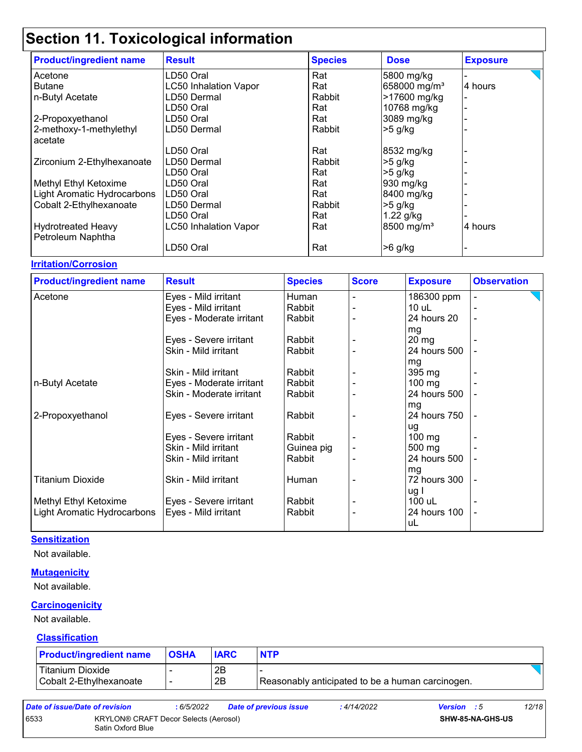# Section 11. Toxicological information

| Product/ingredient name | Result | Species | Dose | Exposure |
|---|---|---|---|---|
| Acetone | LD50 Oral | Rat | 5800 mg/kg | - |
| Butane | LC50 Inhalation Vapor | Rat | 658000 mg/m³ | 4 hours |
| n-Butyl Acetate | LD50 Dermal | Rabbit | >17600 mg/kg | - |
| | LD50 Oral | Rat | 10768 mg/kg | - |
| 2-Propoxyethanol | LD50 Oral | Rat | 3089 mg/kg | - |
| 2-methoxy-1-methylethyl acetate | LD50 Dermal | Rabbit | >5 g/kg | - |
| | LD50 Oral | Rat | 8532 mg/kg | - |
| Zirconium 2-Ethylhexanoate | LD50 Dermal | Rabbit | >5 g/kg | - |
| | LD50 Oral | Rat | >5 g/kg | - |
| Methyl Ethyl Ketoxime | LD50 Oral | Rat | 930 mg/kg | - |
| Light Aromatic Hydrocarbons | LD50 Oral | Rat | 8400 mg/kg | - |
| Cobalt 2-Ethylhexanoate | LD50 Dermal | Rabbit | >5 g/kg | - |
| | LD50 Oral | Rat | 1.22 g/kg | - |
| Hydrotreated Heavy Petroleum Naphtha | LC50 Inhalation Vapor | Rat | 8500 mg/m³ | 4 hours |
| | LD50 Oral | Rat | >6 g/kg | - |

**Irritation/Corrosion**

| Product/ingredient name | Result | Species | Score | Exposure | Observation |
|---|---|---|---|---|---|
| Acetone | Eyes - Mild irritant | Human | - | 186300 ppm | - |
| | Eyes - Mild irritant | Rabbit | - | 10 uL | - |
| | Eyes - Moderate irritant | Rabbit | - | 24 hours 20 mg | - |
| | Eyes - Severe irritant | Rabbit | - | 20 mg | - |
| | Skin - Mild irritant | Rabbit | - | 24 hours 500 mg | - |
| | Skin - Mild irritant | Rabbit | - | 395 mg | - |
| n-Butyl Acetate | Eyes - Moderate irritant | Rabbit | - | 100 mg | - |
| | Skin - Moderate irritant | Rabbit | - | 24 hours 500 mg | - |
| 2-Propoxyethanol | Eyes - Severe irritant | Rabbit | - | 24 hours 750 ug | - |
| | Eyes - Severe irritant | Rabbit | - | 100 mg | - |
| | Skin - Mild irritant | Guinea pig | - | 500 mg | - |
| | Skin - Mild irritant | Rabbit | - | 24 hours 500 mg | - |
| Titanium Dioxide | Skin - Mild irritant | Human | - | 72 hours 300 ug I | - |
| Methyl Ethyl Ketoxime | Eyes - Severe irritant | Rabbit | - | 100 uL | - |
| Light Aromatic Hydrocarbons | Eyes - Mild irritant | Rabbit | - | 24 hours 100 uL | - |

**Sensitization**

Not available.

**Mutagenicity**

Not available.

**Carcinogenicity**

Not available.

**Classification**

| Product/ingredient name | OSHA | IARC | NTP |
|---|---|---|---|
| Titanium Dioxide | - | 2B | - |
| Cobalt 2-Ethylhexanoate | - | 2B | Reasonably anticipated to be a human carcinogen. |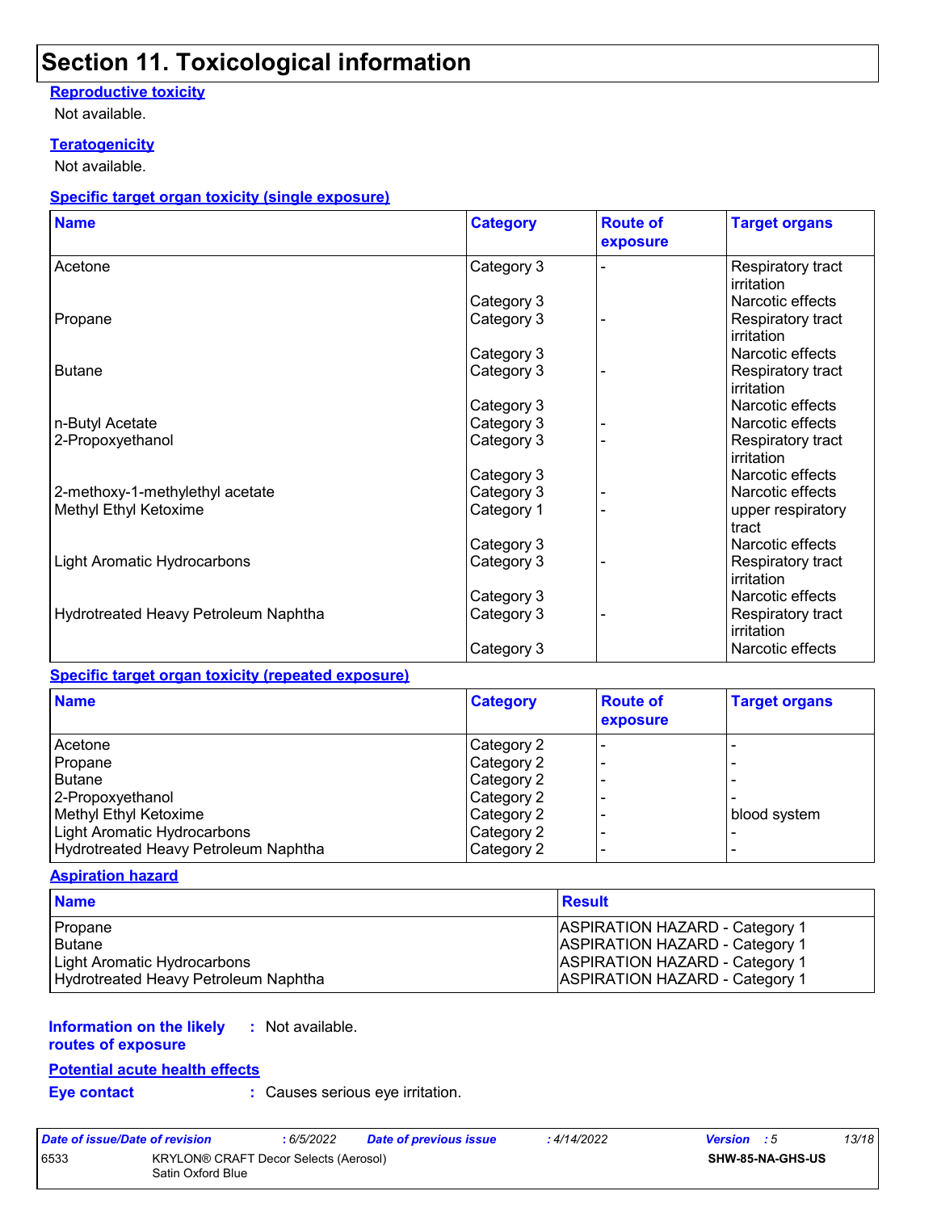# Section 11. Toxicological information

**Reproductive toxicity**

Not available.

**Teratogenicity**

Not available.

**Specific target organ toxicity (single exposure)**

| Name | Category | Route of exposure | Target organs |
| --- | --- | --- | --- |
| Acetone | Category 3 | - | Respiratory tract irritation |
| | Category 3 | | Narcotic effects |
| Propane | Category 3 | - | Respiratory tract irritation |
| | Category 3 | | Narcotic effects |
| Butane | Category 3 | - | Respiratory tract irritation |
| | Category 3 | | Narcotic effects |
| n-Butyl Acetate | Category 3 | - | Narcotic effects |
| 2-Propoxyethanol | Category 3 | - | Respiratory tract irritation |
| | Category 3 | | Narcotic effects |
| 2-methoxy-1-methylethyl acetate | Category 3 | - | Narcotic effects |
| Methyl Ethyl Ketoxime | Category 1 | - | upper respiratory tract |
| | Category 3 | | Narcotic effects |
| Light Aromatic Hydrocarbons | Category 3 | - | Respiratory tract irritation |
| | Category 3 | | Narcotic effects |
| Hydrotreated Heavy Petroleum Naphtha | Category 3 | - | Respiratory tract irritation |
| | Category 3 | | Narcotic effects |

**Specific target organ toxicity (repeated exposure)**

| Name | Category | Route of exposure | Target organs |
| --- | --- | --- | --- |
| Acetone | Category 2 | - | - |
| Propane | Category 2 | - | - |
| Butane | Category 2 | - | - |
| 2-Propoxyethanol | Category 2 | - | - |
| Methyl Ethyl Ketoxime | Category 2 | - | blood system |
| Light Aromatic Hydrocarbons | Category 2 | - | - |
| Hydrotreated Heavy Petroleum Naphtha | Category 2 | - | - |

**Aspiration hazard**

| Name | Result |
| --- | --- |
| Propane | ASPIRATION HAZARD - Category 1 |
| Butane | ASPIRATION HAZARD - Category 1 |
| Light Aromatic Hydrocarbons | ASPIRATION HAZARD - Category 1 |
| Hydrotreated Heavy Petroleum Naphtha | ASPIRATION HAZARD - Category 1 |

**Information on the likely routes of exposure** : Not available.

**Potential acute health effects**

**Eye contact** : Causes serious eye irritation.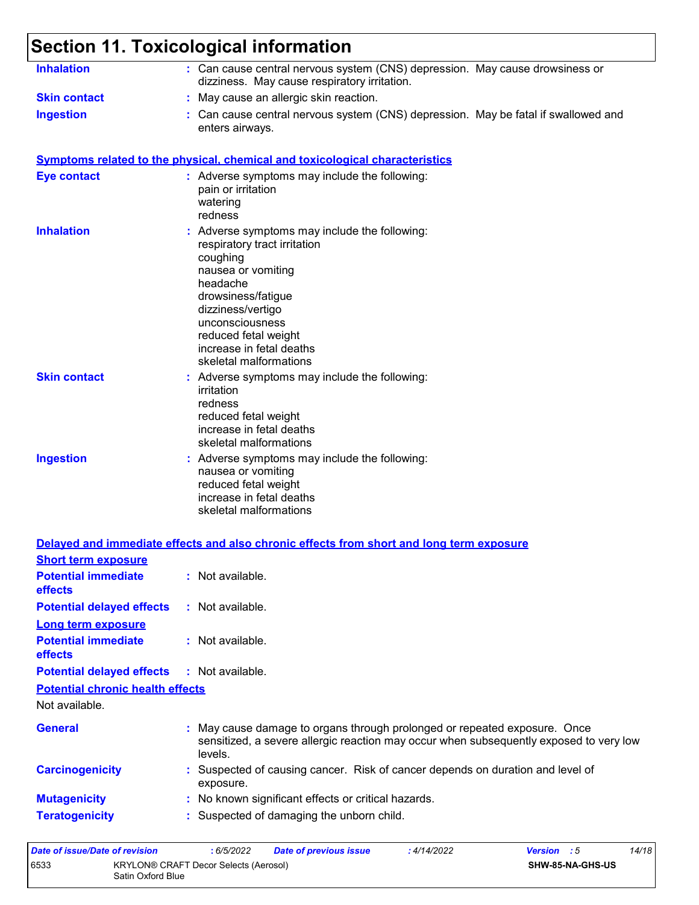# Section 11. Toxicological information

**Inhalation** : Can cause central nervous system (CNS) depression. May cause drowsiness or dizziness. May cause respiratory irritation.

**Skin contact** : May cause an allergic skin reaction.

**Ingestion** : Can cause central nervous system (CNS) depression. May be fatal if swallowed and enters airways.

## Symptoms related to the physical, chemical and toxicological characteristics

**Eye contact** : Adverse symptoms may include the following:
pain or irritation
watering
redness

**Inhalation** : Adverse symptoms may include the following:
respiratory tract irritation
coughing
nausea or vomiting
headache
drowsiness/fatigue
dizziness/vertigo
unconsciousness
reduced fetal weight
increase in fetal deaths
skeletal malformations

**Skin contact** : Adverse symptoms may include the following:
irritation
redness
reduced fetal weight
increase in fetal deaths
skeletal malformations

**Ingestion** : Adverse symptoms may include the following:
nausea or vomiting
reduced fetal weight
increase in fetal deaths
skeletal malformations

## Delayed and immediate effects and also chronic effects from short and long term exposure

### Short term exposure

**Potential immediate effects** : Not available.

**Potential delayed effects** : Not available.

### Long term exposure

**Potential immediate effects** : Not available.

**Potential delayed effects** : Not available.

### Potential chronic health effects

Not available.

**General** : May cause damage to organs through prolonged or repeated exposure. Once sensitized, a severe allergic reaction may occur when subsequently exposed to very low levels.

**Carcinogenicity** : Suspected of causing cancer. Risk of cancer depends on duration and level of exposure.

**Mutagenicity** : No known significant effects or critical hazards.

**Teratogenicity** : Suspected of damaging the unborn child.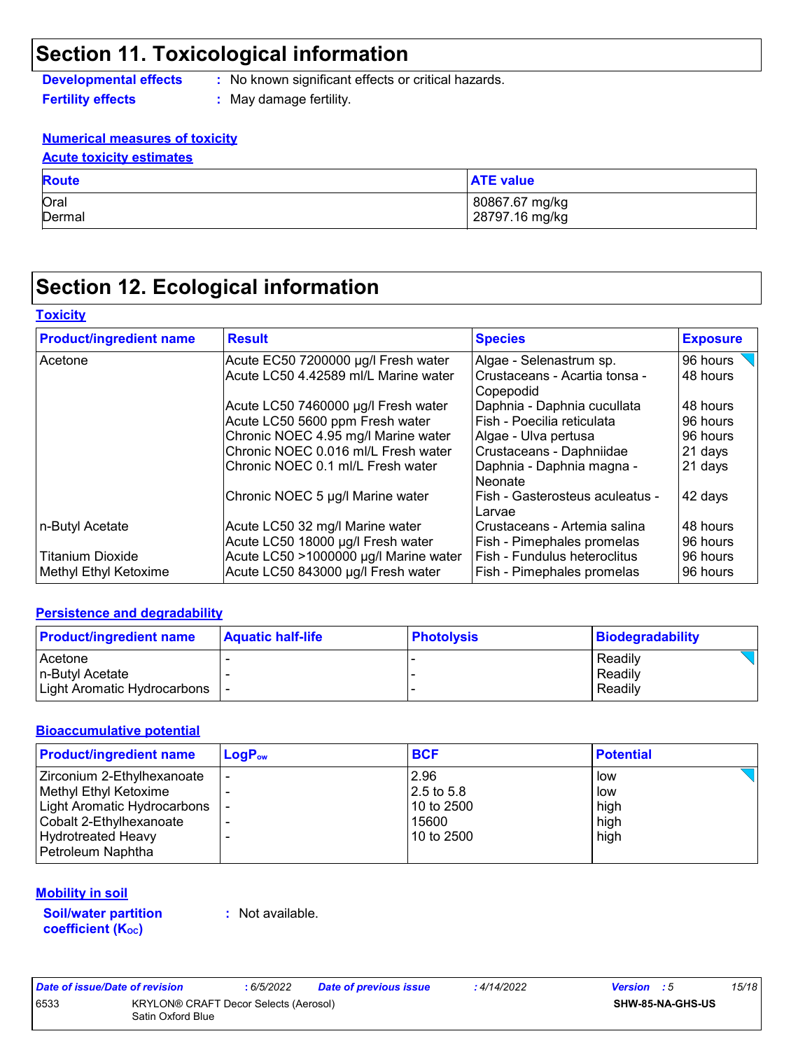## Section 11. Toxicological information

**Developmental effects** : No known significant effects or critical hazards.

**Fertility effects** : May damage fertility.

**Numerical measures of toxicity**

**Acute toxicity estimates**

| Route | ATE value |
|---|---|
| Oral | 80867.67 mg/kg |
| Dermal | 28797.16 mg/kg |

## Section 12. Ecological information

**Toxicity**

| Product/ingredient name | Result | Species | Exposure |
|---|---|---|---|
| Acetone | Acute EC50 7200000 µg/l Fresh water | Algae - Selenastrum sp. | 96 hours |
| | Acute LC50 4.42589 ml/L Marine water | Crustaceans - Acartia tonsa - Copepodid | 48 hours |
| | Acute LC50 7460000 µg/l Fresh water | Daphnia - Daphnia cucullata | 48 hours |
| | Acute LC50 5600 ppm Fresh water | Fish - Poecilia reticulata | 96 hours |
| | Chronic NOEC 4.95 mg/l Marine water | Algae - Ulva pertusa | 96 hours |
| | Chronic NOEC 0.016 ml/L Fresh water | Crustaceans - Daphniidae | 21 days |
| | Chronic NOEC 0.1 ml/L Fresh water | Daphnia - Daphnia magna - Neonate | 21 days |
| | Chronic NOEC 5 µg/l Marine water | Fish - Gasterosteus aculeatus - Larvae | 42 days |
| n-Butyl Acetate | Acute LC50 32 mg/l Marine water | Crustaceans - Artemia salina | 48 hours |
| | Acute LC50 18000 µg/l Fresh water | Fish - Pimephales promelas | 96 hours |
| Titanium Dioxide | Acute LC50 >1000000 µg/l Marine water | Fish - Fundulus heteroclitus | 96 hours |
| Methyl Ethyl Ketoxime | Acute LC50 843000 µg/l Fresh water | Fish - Pimephales promelas | 96 hours |

**Persistence and degradability**

| Product/ingredient name | Aquatic half-life | Photolysis | Biodegradability |
|---|---|---|---|
| Acetone | - | - | Readily |
| n-Butyl Acetate | - | - | Readily |
| Light Aromatic Hydrocarbons | - | - | Readily |

**Bioaccumulative potential**

| Product/ingredient name | $LogP_{ow}$ | BCF | Potential |
|---|---|---|---|
| Zirconium 2-Ethylhexanoate | - | 2.96 | low |
| Methyl Ethyl Ketoxime | - | 2.5 to 5.8 | low |
| Light Aromatic Hydrocarbons | - | 10 to 2500 | high |
| Cobalt 2-Ethylhexanoate | - | 15600 | high |
| Hydrotreated Heavy Petroleum Naphtha | - | 10 to 2500 | high |

**Mobility in soil**

**Soil/water partition coefficient ($K_{OC}$)** : Not available.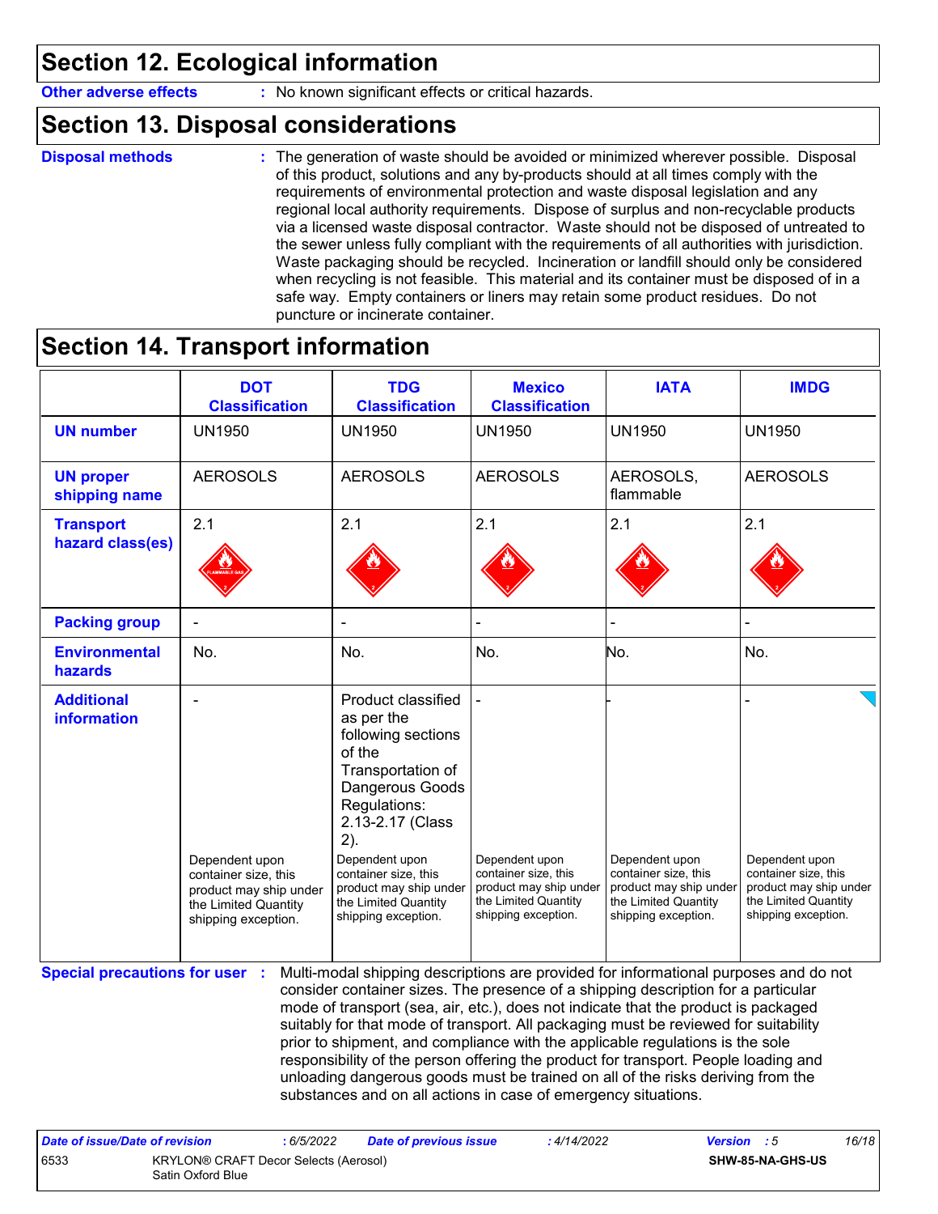## Section 12. Ecological information

**Other adverse effects** : No known significant effects or critical hazards.

## Section 13. Disposal considerations

**Disposal methods** : The generation of waste should be avoided or minimized wherever possible. Disposal of this product, solutions and any by-products should at all times comply with the requirements of environmental protection and waste disposal legislation and any regional local authority requirements. Dispose of surplus and non-recyclable products via a licensed waste disposal contractor. Waste should not be disposed of untreated to the sewer unless fully compliant with the requirements of all authorities with jurisdiction. Waste packaging should be recycled. Incineration or landfill should only be considered when recycling is not feasible. This material and its container must be disposed of in a safe way. Empty containers or liners may retain some product residues. Do not puncture or incinerate container.

## Section 14. Transport information

| | DOT Classification | TDG Classification | Mexico Classification | IATA | IMDG |
|---|---|---|---|---|---|
| **UN number** | UN1950 | UN1950 | UN1950 | UN1950 | UN1950 |
| **UN proper shipping name** | AEROSOLS | AEROSOLS | AEROSOLS | AEROSOLS, flammable | AEROSOLS |
| **Transport hazard class(es)** | 2.1 | 2.1 | 2.1 | 2.1 | 2.1 |
| **Packing group** | - | - | - | - | - |
| **Environmental hazards** | No. | No. | No. | No. | No. |
| **Additional information** | - <br><br> Dependent upon container size, this product may ship under the Limited Quantity shipping exception. | Product classified as per the following sections of the Transportation of Dangerous Goods Regulations: 2.13-2.17 (Class 2). <br><br> Dependent upon container size, this product may ship under the Limited Quantity shipping exception. | - <br><br> Dependent upon container size, this product may ship under the Limited Quantity shipping exception. | - <br><br> Dependent upon container size, this product may ship under the Limited Quantity shipping exception. | - <br><br> Dependent upon container size, this product may ship under the Limited Quantity shipping exception. |

**Special precautions for user** : Multi-modal shipping descriptions are provided for informational purposes and do not consider container sizes. The presence of a shipping description for a particular mode of transport (sea, air, etc.), does not indicate that the product is packaged suitably for that mode of transport. All packaging must be reviewed for suitability prior to shipment, and compliance with the applicable regulations is the sole responsibility of the person offering the product for transport. People loading and unloading dangerous goods must be trained on all of the risks deriving from the substances and on all actions in case of emergency situations.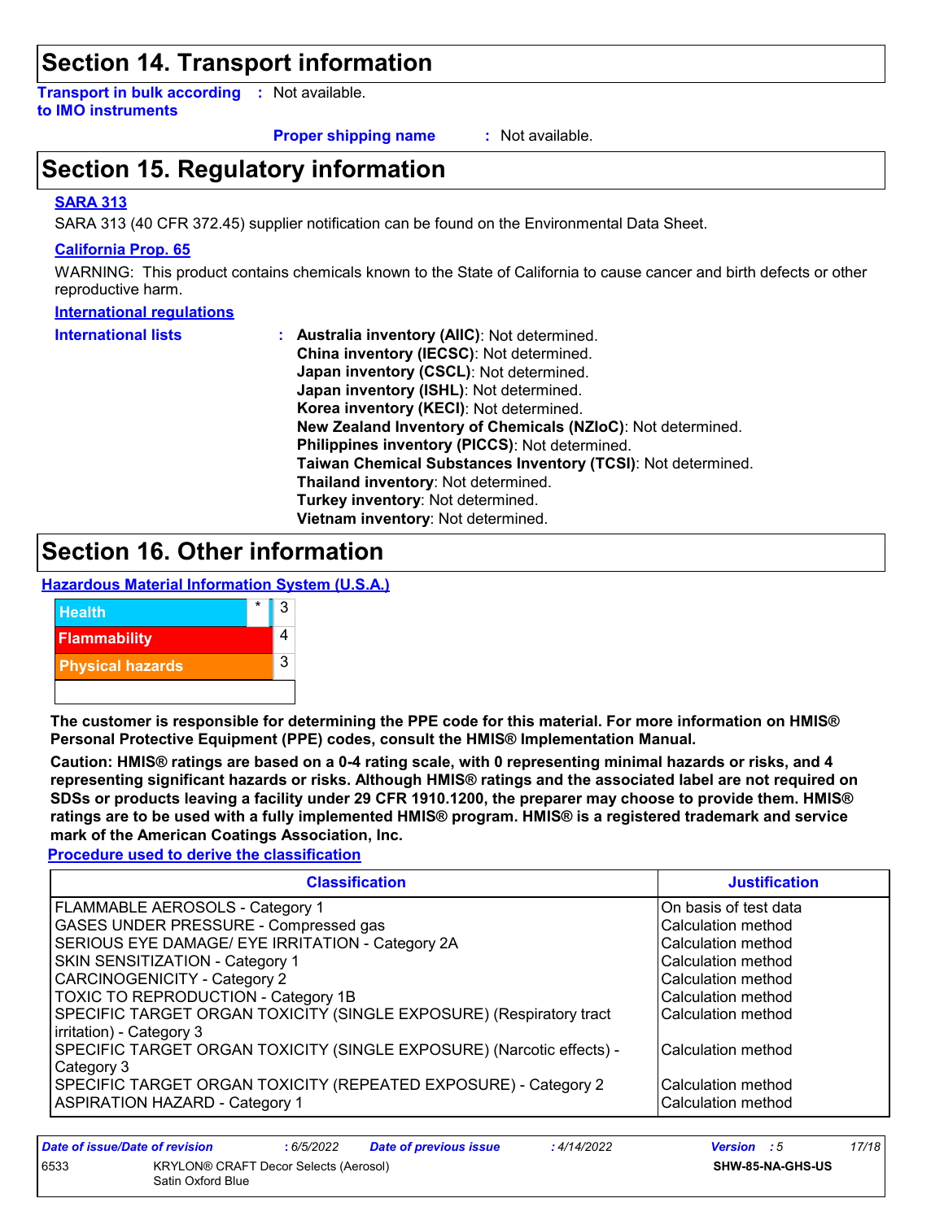## Section 14. Transport information

**Transport in bulk according to IMO instruments** : Not available.

**Proper shipping name** : Not available.

## Section 15. Regulatory information

**SARA 313**

SARA 313 (40 CFR 372.45) supplier notification can be found on the Environmental Data Sheet.

**California Prop. 65**

WARNING: This product contains chemicals known to the State of California to cause cancer and birth defects or other reproductive harm.

**International regulations**

**International lists** :
- **Australia inventory (AIIC)**: Not determined.
- **China inventory (IECSC)**: Not determined.
- **Japan inventory (CSCL)**: Not determined.
- **Japan inventory (ISHL)**: Not determined.
- **Korea inventory (KECI)**: Not determined.
- **New Zealand Inventory of Chemicals (NZIoC)**: Not determined.
- **Philippines inventory (PICCS)**: Not determined.
- **Taiwan Chemical Substances Inventory (TCSI)**: Not determined.
- **Thailand inventory**: Not determined.
- **Turkey inventory**: Not determined.
- **Vietnam inventory**: Not determined.

## Section 16. Other information

**Hazardous Material Information System (U.S.A.)**

| | | |
|---|---|---|
| Health | * | 3 |
| Flammability | | 4 |
| Physical hazards | | 3 |
| | | |

**The customer is responsible for determining the PPE code for this material. For more information on HMIS® Personal Protective Equipment (PPE) codes, consult the HMIS® Implementation Manual.**

**Caution: HMIS® ratings are based on a 0-4 rating scale, with 0 representing minimal hazards or risks, and 4 representing significant hazards or risks. Although HMIS® ratings and the associated label are not required on SDSs or products leaving a facility under 29 CFR 1910.1200, the preparer may choose to provide them. HMIS® ratings are to be used with a fully implemented HMIS® program. HMIS® is a registered trademark and service mark of the American Coatings Association, Inc.**

**Procedure used to derive the classification**

| Classification | Justification |
|---|---|
| FLAMMABLE AEROSOLS - Category 1 | On basis of test data |
| GASES UNDER PRESSURE - Compressed gas | Calculation method |
| SERIOUS EYE DAMAGE/ EYE IRRITATION - Category 2A | Calculation method |
| SKIN SENSITIZATION - Category 1 | Calculation method |
| CARCINOGENICITY - Category 2 | Calculation method |
| TOXIC TO REPRODUCTION - Category 1B | Calculation method |
| SPECIFIC TARGET ORGAN TOXICITY (SINGLE EXPOSURE) (Respiratory tract irritation) - Category 3 | Calculation method |
| SPECIFIC TARGET ORGAN TOXICITY (SINGLE EXPOSURE) (Narcotic effects) - Category 3 | Calculation method |
| SPECIFIC TARGET ORGAN TOXICITY (REPEATED EXPOSURE) - Category 2 | Calculation method |
| ASPIRATION HAZARD - Category 1 | Calculation method |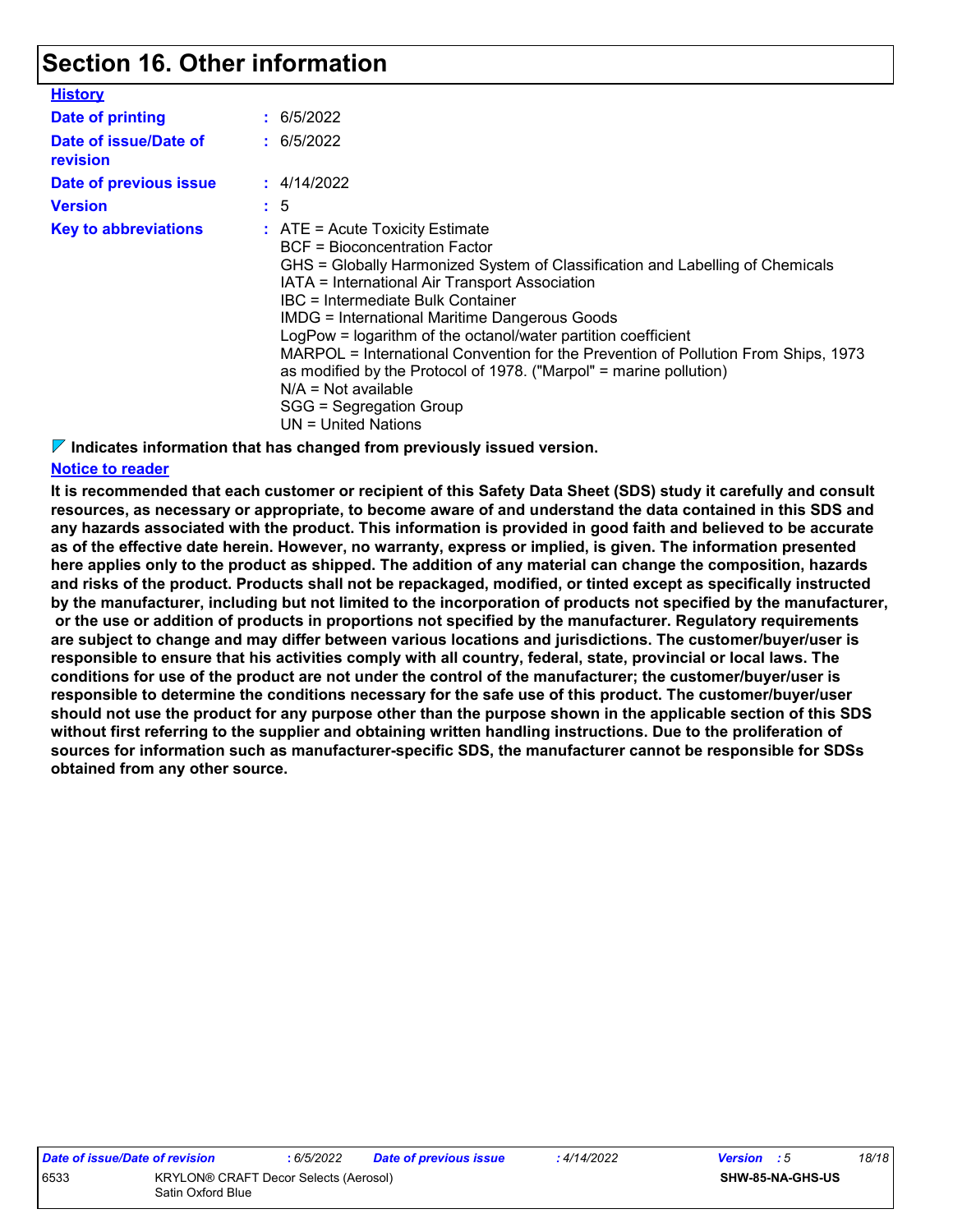# Section 16. Other information

**History**

| | | |
|---|---|---|
| **Date of printing** | : | 6/5/2022 |
| **Date of issue/Date of revision** | : | 6/5/2022 |
| **Date of previous issue** | : | 4/14/2022 |
| **Version** | : | 5 |
| **Key to abbreviations** | : | ATE = Acute Toxicity Estimate<br>BCF = Bioconcentration Factor<br>GHS = Globally Harmonized System of Classification and Labelling of Chemicals<br>IATA = International Air Transport Association<br>IBC = Intermediate Bulk Container<br>IMDG = International Maritime Dangerous Goods<br>LogPow = logarithm of the octanol/water partition coefficient<br>MARPOL = International Convention for the Prevention of Pollution From Ships, 1973 as modified by the Protocol of 1978. ("Marpol" = marine pollution)<br>N/A = Not available<br>SGG = Segregation Group<br>UN = United Nations |

**Indicates information that has changed from previously issued version.**

**Notice to reader**

**It is recommended that each customer or recipient of this Safety Data Sheet (SDS) study it carefully and consult resources, as necessary or appropriate, to become aware of and understand the data contained in this SDS and any hazards associated with the product. This information is provided in good faith and believed to be accurate as of the effective date herein. However, no warranty, express or implied, is given. The information presented here applies only to the product as shipped. The addition of any material can change the composition, hazards and risks of the product. Products shall not be repackaged, modified, or tinted except as specifically instructed by the manufacturer, including but not limited to the incorporation of products not specified by the manufacturer, or the use or addition of products in proportions not specified by the manufacturer. Regulatory requirements are subject to change and may differ between various locations and jurisdictions. The customer/buyer/user is responsible to ensure that his activities comply with all country, federal, state, provincial or local laws. The conditions for use of the product are not under the control of the manufacturer; the customer/buyer/user is responsible to determine the conditions necessary for the safe use of this product. The customer/buyer/user should not use the product for any purpose other than the purpose shown in the applicable section of this SDS without first referring to the supplier and obtaining written handling instructions. Due to the proliferation of sources for information such as manufacturer-specific SDS, the manufacturer cannot be responsible for SDSs obtained from any other source.**